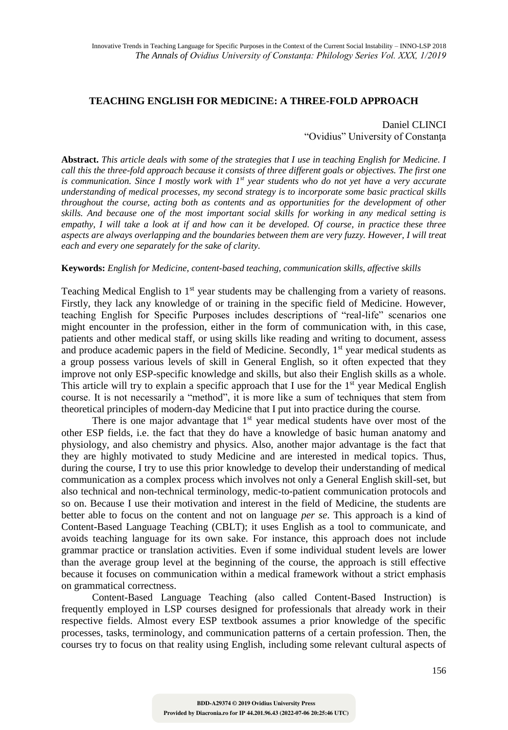# TEACHING ENGLISH FOR MEDICINE: A THREE-FOLD APPROACH

Daniel CLINCI
"Ovidius" University of Constanța

**Abstract.** *This article deals with some of the strategies that I use in teaching English for Medicine. I call this the three-fold approach because it consists of three different goals or objectives. The first one is communication. Since I mostly work with 1st year students who do not yet have a very accurate understanding of medical processes, my second strategy is to incorporate some basic practical skills throughout the course, acting both as contents and as opportunities for the development of other skills. And because one of the most important social skills for working in any medical setting is empathy, I will take a look at if and how can it be developed. Of course, in practice these three aspects are always overlapping and the boundaries between them are very fuzzy. However, I will treat each and every one separately for the sake of clarity.*

**Keywords:** *English for Medicine, content-based teaching, communication skills, affective skills*

Teaching Medical English to 1st year students may be challenging from a variety of reasons. Firstly, they lack any knowledge of or training in the specific field of Medicine. However, teaching English for Specific Purposes includes descriptions of "real-life" scenarios one might encounter in the profession, either in the form of communication with, in this case, patients and other medical staff, or using skills like reading and writing to document, assess and produce academic papers in the field of Medicine. Secondly, 1st year medical students as a group possess various levels of skill in General English, so it often expected that they improve not only ESP-specific knowledge and skills, but also their English skills as a whole. This article will try to explain a specific approach that I use for the 1st year Medical English course. It is not necessarily a "method", it is more like a sum of techniques that stem from theoretical principles of modern-day Medicine that I put into practice during the course.

There is one major advantage that 1st year medical students have over most of the other ESP fields, i.e. the fact that they do have a knowledge of basic human anatomy and physiology, and also chemistry and physics. Also, another major advantage is the fact that they are highly motivated to study Medicine and are interested in medical topics. Thus, during the course, I try to use this prior knowledge to develop their understanding of medical communication as a complex process which involves not only a General English skill-set, but also technical and non-technical terminology, medic-to-patient communication protocols and so on. Because I use their motivation and interest in the field of Medicine, the students are better able to focus on the content and not on language *per se*. This approach is a kind of Content-Based Language Teaching (CBLT); it uses English as a tool to communicate, and avoids teaching language for its own sake. For instance, this approach does not include grammar practice or translation activities. Even if some individual student levels are lower than the average group level at the beginning of the course, the approach is still effective because it focuses on communication within a medical framework without a strict emphasis on grammatical correctness.

Content-Based Language Teaching (also called Content-Based Instruction) is frequently employed in LSP courses designed for professionals that already work in their respective fields. Almost every ESP textbook assumes a prior knowledge of the specific processes, tasks, terminology, and communication patterns of a certain profession. Then, the courses try to focus on that reality using English, including some relevant cultural aspects of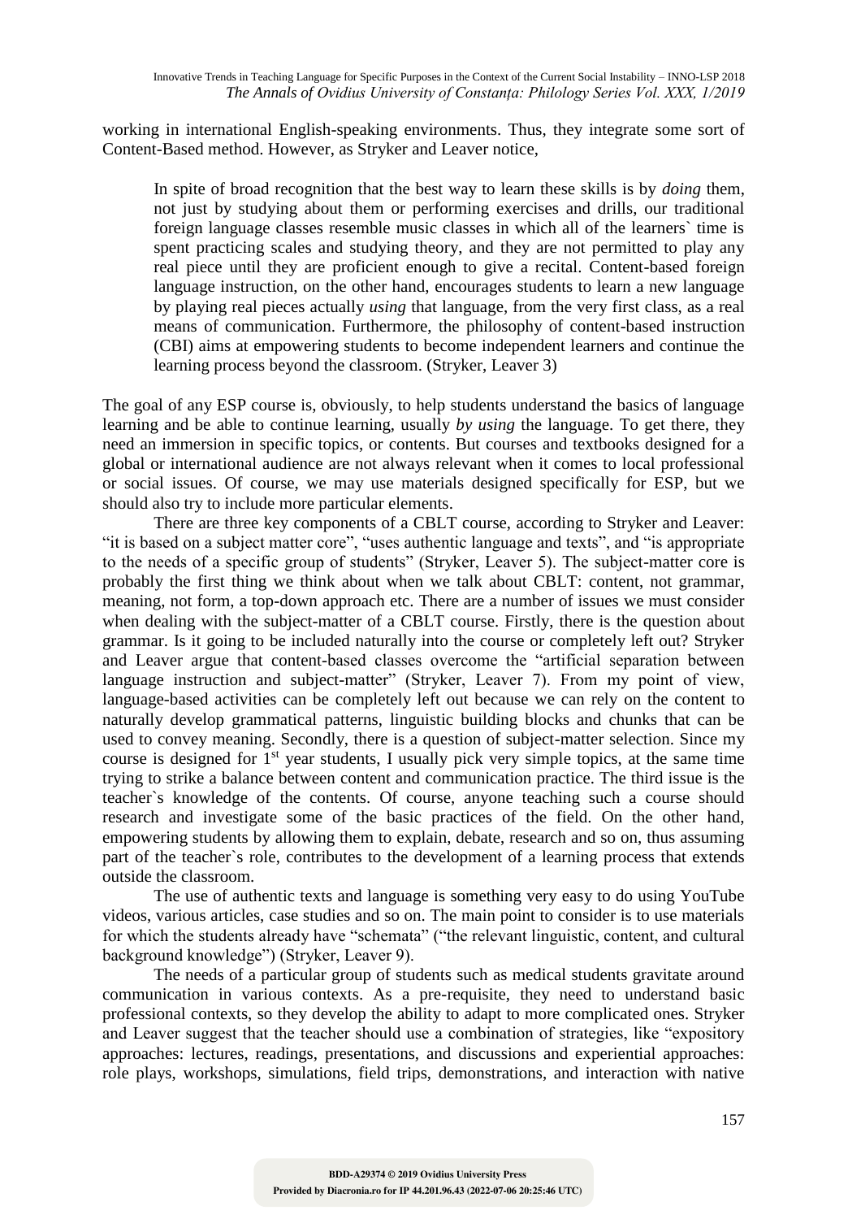working in international English-speaking environments. Thus, they integrate some sort of Content-Based method. However, as Stryker and Leaver notice,

> In spite of broad recognition that the best way to learn these skills is by *doing* them, not just by studying about them or performing exercises and drills, our traditional foreign language classes resemble music classes in which all of the learners` time is spent practicing scales and studying theory, and they are not permitted to play any real piece until they are proficient enough to give a recital. Content-based foreign language instruction, on the other hand, encourages students to learn a new language by playing real pieces actually *using* that language, from the very first class, as a real means of communication. Furthermore, the philosophy of content-based instruction (CBI) aims at empowering students to become independent learners and continue the learning process beyond the classroom. (Stryker, Leaver 3)

The goal of any ESP course is, obviously, to help students understand the basics of language learning and be able to continue learning, usually *by using* the language. To get there, they need an immersion in specific topics, or contents. But courses and textbooks designed for a global or international audience are not always relevant when it comes to local professional or social issues. Of course, we may use materials designed specifically for ESP, but we should also try to include more particular elements.

There are three key components of a CBLT course, according to Stryker and Leaver: "it is based on a subject matter core", "uses authentic language and texts", and "is appropriate to the needs of a specific group of students" (Stryker, Leaver 5). The subject-matter core is probably the first thing we think about when we talk about CBLT: content, not grammar, meaning, not form, a top-down approach etc. There are a number of issues we must consider when dealing with the subject-matter of a CBLT course. Firstly, there is the question about grammar. Is it going to be included naturally into the course or completely left out? Stryker and Leaver argue that content-based classes overcome the "artificial separation between language instruction and subject-matter" (Stryker, Leaver 7). From my point of view, language-based activities can be completely left out because we can rely on the content to naturally develop grammatical patterns, linguistic building blocks and chunks that can be used to convey meaning. Secondly, there is a question of subject-matter selection. Since my course is designed for 1st year students, I usually pick very simple topics, at the same time trying to strike a balance between content and communication practice. The third issue is the teacher`s knowledge of the contents. Of course, anyone teaching such a course should research and investigate some of the basic practices of the field. On the other hand, empowering students by allowing them to explain, debate, research and so on, thus assuming part of the teacher`s role, contributes to the development of a learning process that extends outside the classroom.

The use of authentic texts and language is something very easy to do using YouTube videos, various articles, case studies and so on. The main point to consider is to use materials for which the students already have "schemata" ("the relevant linguistic, content, and cultural background knowledge") (Stryker, Leaver 9).

The needs of a particular group of students such as medical students gravitate around communication in various contexts. As a pre-requisite, they need to understand basic professional contexts, so they develop the ability to adapt to more complicated ones. Stryker and Leaver suggest that the teacher should use a combination of strategies, like "expository approaches: lectures, readings, presentations, and discussions and experiential approaches: role plays, workshops, simulations, field trips, demonstrations, and interaction with native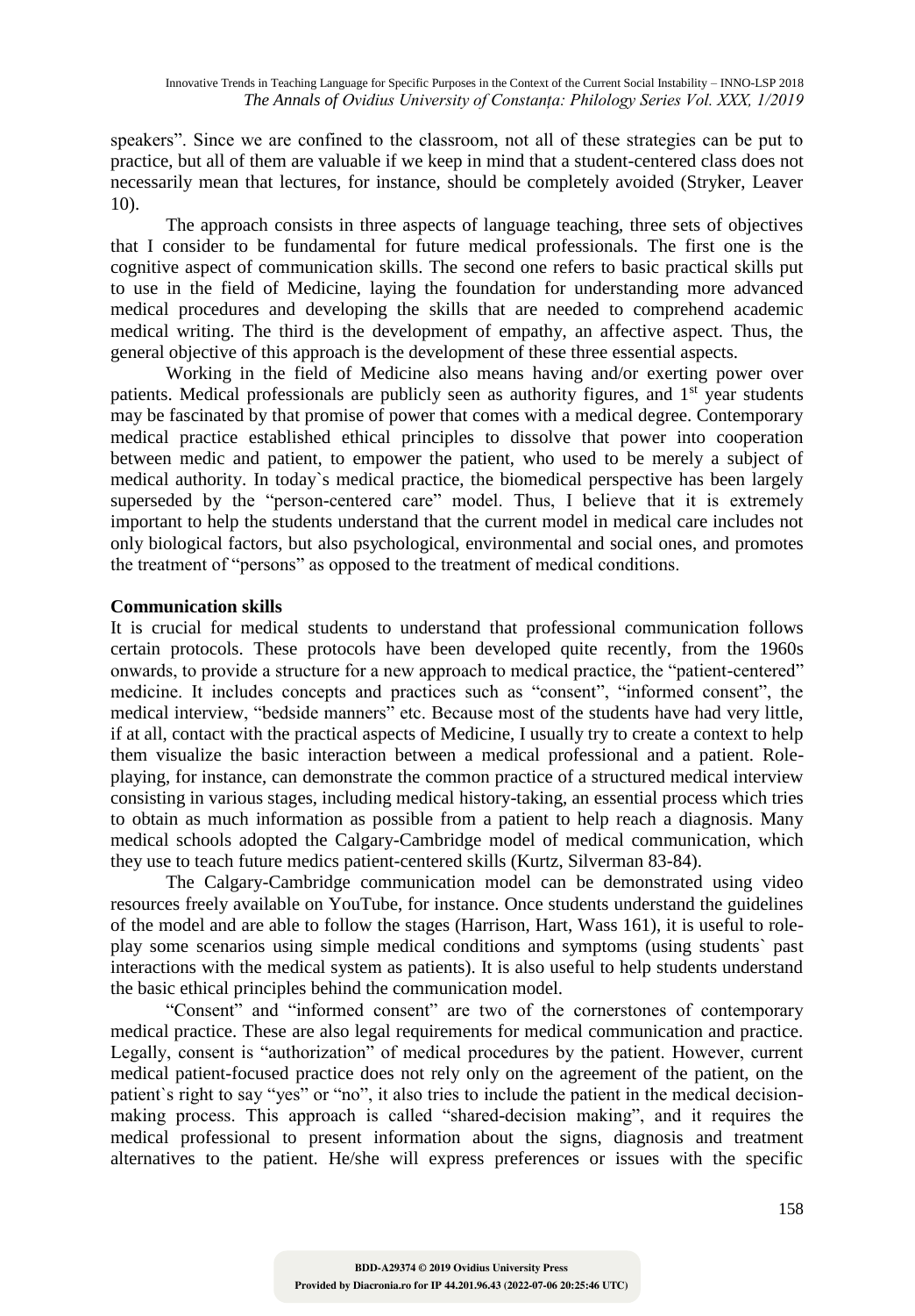speakers". Since we are confined to the classroom, not all of these strategies can be put to practice, but all of them are valuable if we keep in mind that a student-centered class does not necessarily mean that lectures, for instance, should be completely avoided (Stryker, Leaver 10).

The approach consists in three aspects of language teaching, three sets of objectives that I consider to be fundamental for future medical professionals. The first one is the cognitive aspect of communication skills. The second one refers to basic practical skills put to use in the field of Medicine, laying the foundation for understanding more advanced medical procedures and developing the skills that are needed to comprehend academic medical writing. The third is the development of empathy, an affective aspect. Thus, the general objective of this approach is the development of these three essential aspects.

Working in the field of Medicine also means having and/or exerting power over patients. Medical professionals are publicly seen as authority figures, and 1st year students may be fascinated by that promise of power that comes with a medical degree. Contemporary medical practice established ethical principles to dissolve that power into cooperation between medic and patient, to empower the patient, who used to be merely a subject of medical authority. In today`s medical practice, the biomedical perspective has been largely superseded by the "person-centered care" model. Thus, I believe that it is extremely important to help the students understand that the current model in medical care includes not only biological factors, but also psychological, environmental and social ones, and promotes the treatment of "persons" as opposed to the treatment of medical conditions.

**Communication skills**

It is crucial for medical students to understand that professional communication follows certain protocols. These protocols have been developed quite recently, from the 1960s onwards, to provide a structure for a new approach to medical practice, the "patient-centered" medicine. It includes concepts and practices such as "consent", "informed consent", the medical interview, "bedside manners" etc. Because most of the students have had very little, if at all, contact with the practical aspects of Medicine, I usually try to create a context to help them visualize the basic interaction between a medical professional and a patient. Role-playing, for instance, can demonstrate the common practice of a structured medical interview consisting in various stages, including medical history-taking, an essential process which tries to obtain as much information as possible from a patient to help reach a diagnosis. Many medical schools adopted the Calgary-Cambridge model of medical communication, which they use to teach future medics patient-centered skills (Kurtz, Silverman 83-84).

The Calgary-Cambridge communication model can be demonstrated using video resources freely available on YouTube, for instance. Once students understand the guidelines of the model and are able to follow the stages (Harrison, Hart, Wass 161), it is useful to role-play some scenarios using simple medical conditions and symptoms (using students` past interactions with the medical system as patients). It is also useful to help students understand the basic ethical principles behind the communication model.

"Consent" and "informed consent" are two of the cornerstones of contemporary medical practice. These are also legal requirements for medical communication and practice. Legally, consent is "authorization" of medical procedures by the patient. However, current medical patient-focused practice does not rely only on the agreement of the patient, on the patient`s right to say "yes" or "no", it also tries to include the patient in the medical decision-making process. This approach is called "shared-decision making", and it requires the medical professional to present information about the signs, diagnosis and treatment alternatives to the patient. He/she will express preferences or issues with the specific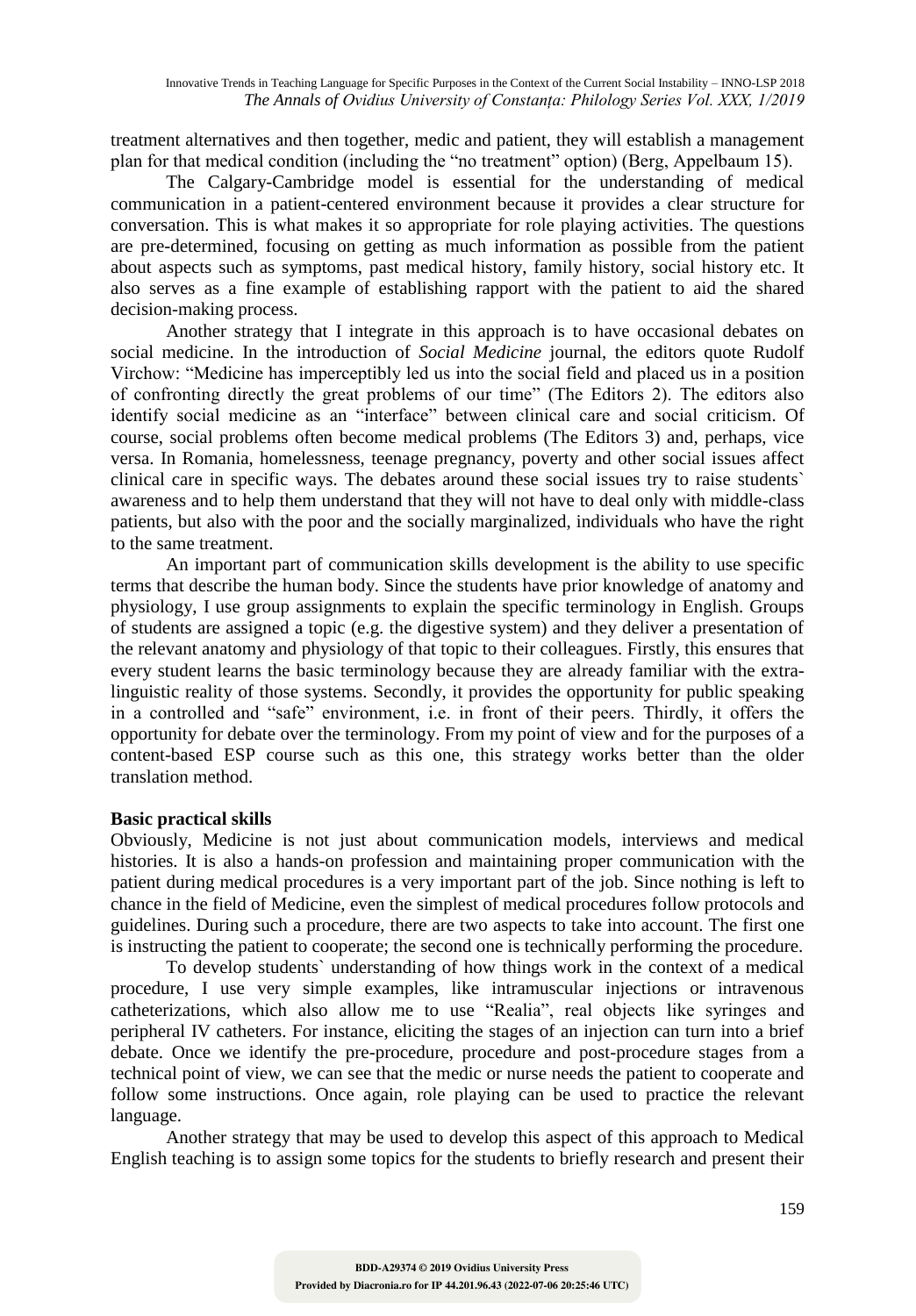treatment alternatives and then together, medic and patient, they will establish a management plan for that medical condition (including the "no treatment" option) (Berg, Appelbaum 15).

The Calgary-Cambridge model is essential for the understanding of medical communication in a patient-centered environment because it provides a clear structure for conversation. This is what makes it so appropriate for role playing activities. The questions are pre-determined, focusing on getting as much information as possible from the patient about aspects such as symptoms, past medical history, family history, social history etc. It also serves as a fine example of establishing rapport with the patient to aid the shared decision-making process.

Another strategy that I integrate in this approach is to have occasional debates on social medicine. In the introduction of *Social Medicine* journal, the editors quote Rudolf Virchow: "Medicine has imperceptibly led us into the social field and placed us in a position of confronting directly the great problems of our time" (The Editors 2). The editors also identify social medicine as an "interface" between clinical care and social criticism. Of course, social problems often become medical problems (The Editors 3) and, perhaps, vice versa. In Romania, homelessness, teenage pregnancy, poverty and other social issues affect clinical care in specific ways. The debates around these social issues try to raise students` awareness and to help them understand that they will not have to deal only with middle-class patients, but also with the poor and the socially marginalized, individuals who have the right to the same treatment.

An important part of communication skills development is the ability to use specific terms that describe the human body. Since the students have prior knowledge of anatomy and physiology, I use group assignments to explain the specific terminology in English. Groups of students are assigned a topic (e.g. the digestive system) and they deliver a presentation of the relevant anatomy and physiology of that topic to their colleagues. Firstly, this ensures that every student learns the basic terminology because they are already familiar with the extra-linguistic reality of those systems. Secondly, it provides the opportunity for public speaking in a controlled and "safe" environment, i.e. in front of their peers. Thirdly, it offers the opportunity for debate over the terminology. From my point of view and for the purposes of a content-based ESP course such as this one, this strategy works better than the older translation method.

**Basic practical skills**

Obviously, Medicine is not just about communication models, interviews and medical histories. It is also a hands-on profession and maintaining proper communication with the patient during medical procedures is a very important part of the job. Since nothing is left to chance in the field of Medicine, even the simplest of medical procedures follow protocols and guidelines. During such a procedure, there are two aspects to take into account. The first one is instructing the patient to cooperate; the second one is technically performing the procedure.

To develop students` understanding of how things work in the context of a medical procedure, I use very simple examples, like intramuscular injections or intravenous catheterizations, which also allow me to use "Realia", real objects like syringes and peripheral IV catheters. For instance, eliciting the stages of an injection can turn into a brief debate. Once we identify the pre-procedure, procedure and post-procedure stages from a technical point of view, we can see that the medic or nurse needs the patient to cooperate and follow some instructions. Once again, role playing can be used to practice the relevant language.

Another strategy that may be used to develop this aspect of this approach to Medical English teaching is to assign some topics for the students to briefly research and present their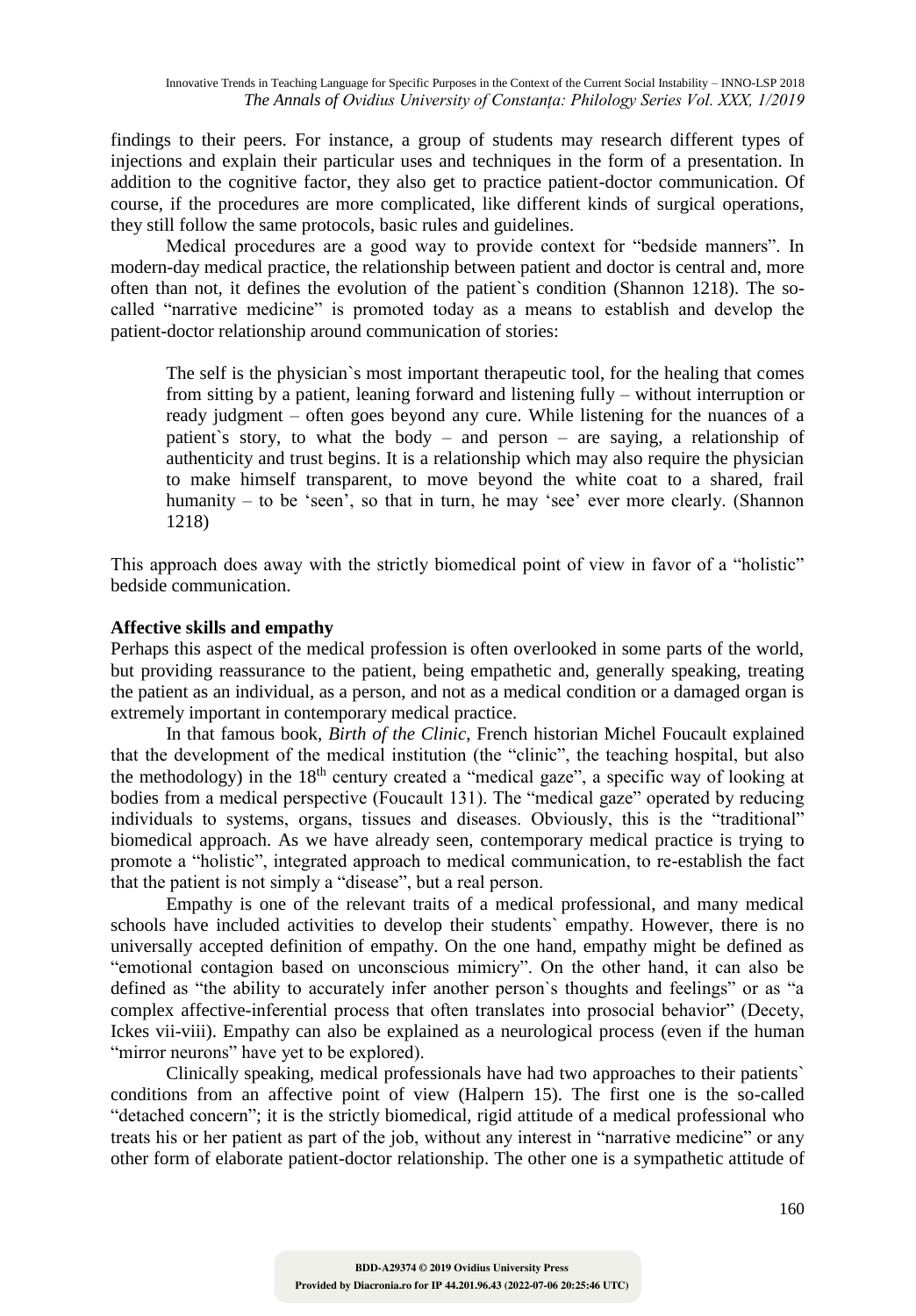findings to their peers. For instance, a group of students may research different types of injections and explain their particular uses and techniques in the form of a presentation. In addition to the cognitive factor, they also get to practice patient-doctor communication. Of course, if the procedures are more complicated, like different kinds of surgical operations, they still follow the same protocols, basic rules and guidelines.

Medical procedures are a good way to provide context for "bedside manners". In modern-day medical practice, the relationship between patient and doctor is central and, more often than not, it defines the evolution of the patient`s condition (Shannon 1218). The so-called "narrative medicine" is promoted today as a means to establish and develop the patient-doctor relationship around communication of stories:

> The self is the physician`s most important therapeutic tool, for the healing that comes from sitting by a patient, leaning forward and listening fully – without interruption or ready judgment – often goes beyond any cure. While listening for the nuances of a patient`s story, to what the body – and person – are saying, a relationship of authenticity and trust begins. It is a relationship which may also require the physician to make himself transparent, to move beyond the white coat to a shared, frail humanity – to be 'seen', so that in turn, he may 'see' ever more clearly. (Shannon 1218)

This approach does away with the strictly biomedical point of view in favor of a "holistic" bedside communication.

**Affective skills and empathy**

Perhaps this aspect of the medical profession is often overlooked in some parts of the world, but providing reassurance to the patient, being empathetic and, generally speaking, treating the patient as an individual, as a person, and not as a medical condition or a damaged organ is extremely important in contemporary medical practice.

In that famous book, *Birth of the Clinic*, French historian Michel Foucault explained that the development of the medical institution (the "clinic", the teaching hospital, but also the methodology) in the 18th century created a "medical gaze", a specific way of looking at bodies from a medical perspective (Foucault 131). The "medical gaze" operated by reducing individuals to systems, organs, tissues and diseases. Obviously, this is the "traditional" biomedical approach. As we have already seen, contemporary medical practice is trying to promote a "holistic", integrated approach to medical communication, to re-establish the fact that the patient is not simply a "disease", but a real person.

Empathy is one of the relevant traits of a medical professional, and many medical schools have included activities to develop their students` empathy. However, there is no universally accepted definition of empathy. On the one hand, empathy might be defined as "emotional contagion based on unconscious mimicry". On the other hand, it can also be defined as "the ability to accurately infer another person`s thoughts and feelings" or as "a complex affective-inferential process that often translates into prosocial behavior" (Decety, Ickes vii-viii). Empathy can also be explained as a neurological process (even if the human "mirror neurons" have yet to be explored).

Clinically speaking, medical professionals have had two approaches to their patients` conditions from an affective point of view (Halpern 15). The first one is the so-called "detached concern"; it is the strictly biomedical, rigid attitude of a medical professional who treats his or her patient as part of the job, without any interest in "narrative medicine" or any other form of elaborate patient-doctor relationship. The other one is a sympathetic attitude of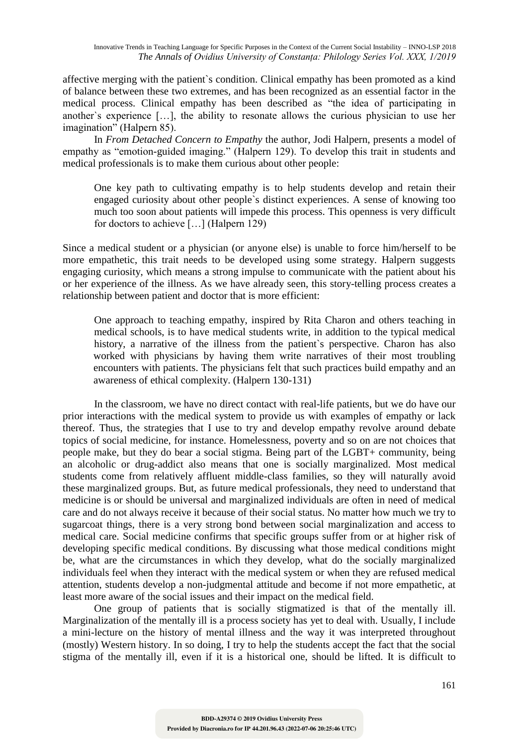affective merging with the patient`s condition. Clinical empathy has been promoted as a kind of balance between these two extremes, and has been recognized as an essential factor in the medical process. Clinical empathy has been described as "the idea of participating in another`s experience […], the ability to resonate allows the curious physician to use her imagination" (Halpern 85).

In *From Detached Concern to Empathy* the author, Jodi Halpern, presents a model of empathy as "emotion-guided imaging." (Halpern 129). To develop this trait in students and medical professionals is to make them curious about other people:

> One key path to cultivating empathy is to help students develop and retain their engaged curiosity about other people`s distinct experiences. A sense of knowing too much too soon about patients will impede this process. This openness is very difficult for doctors to achieve […] (Halpern 129)

Since a medical student or a physician (or anyone else) is unable to force him/herself to be more empathetic, this trait needs to be developed using some strategy. Halpern suggests engaging curiosity, which means a strong impulse to communicate with the patient about his or her experience of the illness. As we have already seen, this story-telling process creates a relationship between patient and doctor that is more efficient:

> One approach to teaching empathy, inspired by Rita Charon and others teaching in medical schools, is to have medical students write, in addition to the typical medical history, a narrative of the illness from the patient`s perspective. Charon has also worked with physicians by having them write narratives of their most troubling encounters with patients. The physicians felt that such practices build empathy and an awareness of ethical complexity. (Halpern 130-131)

In the classroom, we have no direct contact with real-life patients, but we do have our prior interactions with the medical system to provide us with examples of empathy or lack thereof. Thus, the strategies that I use to try and develop empathy revolve around debate topics of social medicine, for instance. Homelessness, poverty and so on are not choices that people make, but they do bear a social stigma. Being part of the LGBT+ community, being an alcoholic or drug-addict also means that one is socially marginalized. Most medical students come from relatively affluent middle-class families, so they will naturally avoid these marginalized groups. But, as future medical professionals, they need to understand that medicine is or should be universal and marginalized individuals are often in need of medical care and do not always receive it because of their social status. No matter how much we try to sugarcoat things, there is a very strong bond between social marginalization and access to medical care. Social medicine confirms that specific groups suffer from or at higher risk of developing specific medical conditions. By discussing what those medical conditions might be, what are the circumstances in which they develop, what do the socially marginalized individuals feel when they interact with the medical system or when they are refused medical attention, students develop a non-judgmental attitude and become if not more empathetic, at least more aware of the social issues and their impact on the medical field.

One group of patients that is socially stigmatized is that of the mentally ill. Marginalization of the mentally ill is a process society has yet to deal with. Usually, I include a mini-lecture on the history of mental illness and the way it was interpreted throughout (mostly) Western history. In so doing, I try to help the students accept the fact that the social stigma of the mentally ill, even if it is a historical one, should be lifted. It is difficult to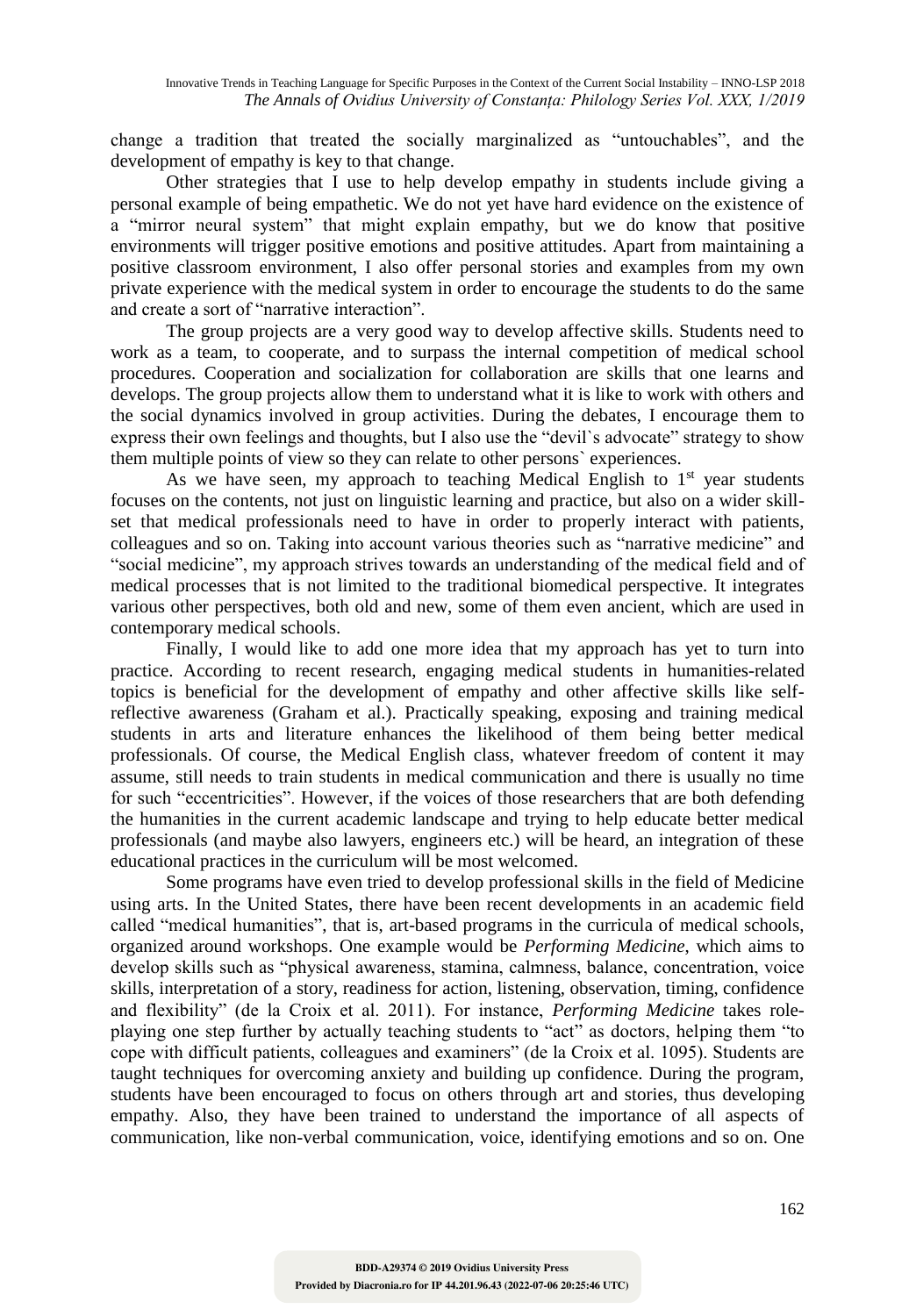change a tradition that treated the socially marginalized as "untouchables", and the development of empathy is key to that change.

Other strategies that I use to help develop empathy in students include giving a personal example of being empathetic. We do not yet have hard evidence on the existence of a "mirror neural system" that might explain empathy, but we do know that positive environments will trigger positive emotions and positive attitudes. Apart from maintaining a positive classroom environment, I also offer personal stories and examples from my own private experience with the medical system in order to encourage the students to do the same and create a sort of "narrative interaction".

The group projects are a very good way to develop affective skills. Students need to work as a team, to cooperate, and to surpass the internal competition of medical school procedures. Cooperation and socialization for collaboration are skills that one learns and develops. The group projects allow them to understand what it is like to work with others and the social dynamics involved in group activities. During the debates, I encourage them to express their own feelings and thoughts, but I also use the "devil`s advocate" strategy to show them multiple points of view so they can relate to other persons` experiences.

As we have seen, my approach to teaching Medical English to 1st year students focuses on the contents, not just on linguistic learning and practice, but also on a wider skill-set that medical professionals need to have in order to properly interact with patients, colleagues and so on. Taking into account various theories such as "narrative medicine" and "social medicine", my approach strives towards an understanding of the medical field and of medical processes that is not limited to the traditional biomedical perspective. It integrates various other perspectives, both old and new, some of them even ancient, which are used in contemporary medical schools.

Finally, I would like to add one more idea that my approach has yet to turn into practice. According to recent research, engaging medical students in humanities-related topics is beneficial for the development of empathy and other affective skills like self-reflective awareness (Graham et al.). Practically speaking, exposing and training medical students in arts and literature enhances the likelihood of them being better medical professionals. Of course, the Medical English class, whatever freedom of content it may assume, still needs to train students in medical communication and there is usually no time for such "eccentricities". However, if the voices of those researchers that are both defending the humanities in the current academic landscape and trying to help educate better medical professionals (and maybe also lawyers, engineers etc.) will be heard, an integration of these educational practices in the curriculum will be most welcomed.

Some programs have even tried to develop professional skills in the field of Medicine using arts. In the United States, there have been recent developments in an academic field called "medical humanities", that is, art-based programs in the curricula of medical schools, organized around workshops. One example would be *Performing Medicine*, which aims to develop skills such as "physical awareness, stamina, calmness, balance, concentration, voice skills, interpretation of a story, readiness for action, listening, observation, timing, confidence and flexibility" (de la Croix et al. 2011). For instance, *Performing Medicine* takes role-playing one step further by actually teaching students to "act" as doctors, helping them "to cope with difficult patients, colleagues and examiners" (de la Croix et al. 1095). Students are taught techniques for overcoming anxiety and building up confidence. During the program, students have been encouraged to focus on others through art and stories, thus developing empathy. Also, they have been trained to understand the importance of all aspects of communication, like non-verbal communication, voice, identifying emotions and so on. One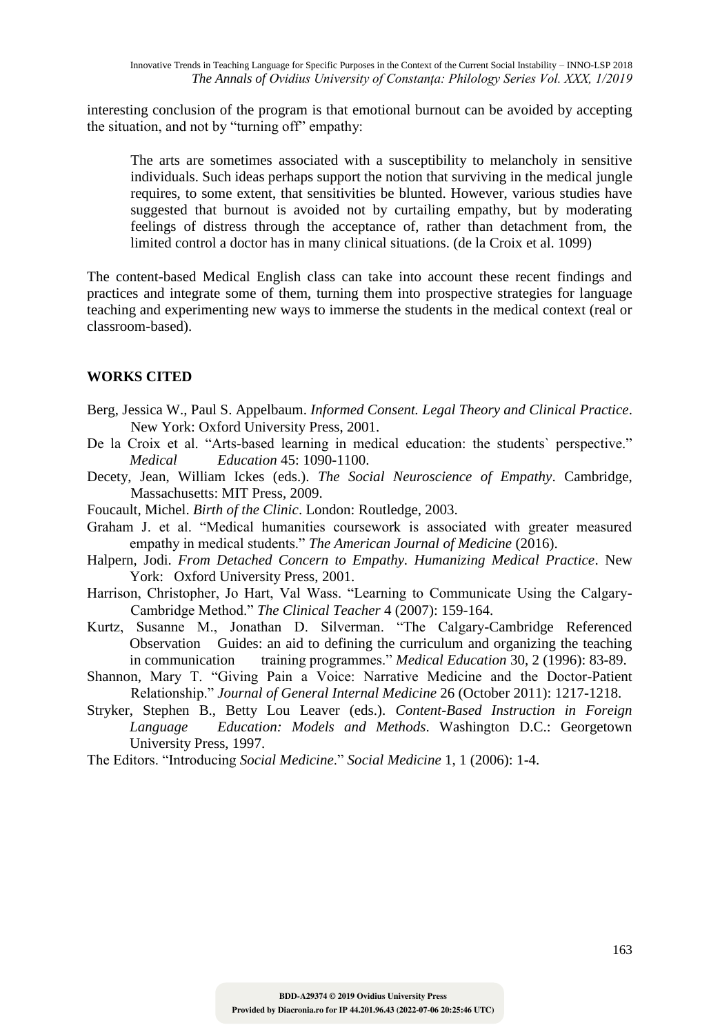interesting conclusion of the program is that emotional burnout can be avoided by accepting the situation, and not by "turning off" empathy:

> The arts are sometimes associated with a susceptibility to melancholy in sensitive individuals. Such ideas perhaps support the notion that surviving in the medical jungle requires, to some extent, that sensitivities be blunted. However, various studies have suggested that burnout is avoided not by curtailing empathy, but by moderating feelings of distress through the acceptance of, rather than detachment from, the limited control a doctor has in many clinical situations. (de la Croix et al. 1099)

The content-based Medical English class can take into account these recent findings and practices and integrate some of them, turning them into prospective strategies for language teaching and experimenting new ways to immerse the students in the medical context (real or classroom-based).

## WORKS CITED

Berg, Jessica W., Paul S. Appelbaum. *Informed Consent. Legal Theory and Clinical Practice*. New York: Oxford University Press, 2001.

De la Croix et al. "Arts-based learning in medical education: the students` perspective." *Medical Education* 45: 1090-1100.

Decety, Jean, William Ickes (eds.). *The Social Neuroscience of Empathy*. Cambridge, Massachusetts: MIT Press, 2009.

Foucault, Michel. *Birth of the Clinic*. London: Routledge, 2003.

Graham J. et al. "Medical humanities coursework is associated with greater measured empathy in medical students." *The American Journal of Medicine* (2016).

Halpern, Jodi. *From Detached Concern to Empathy. Humanizing Medical Practice*. New York: Oxford University Press, 2001.

Harrison, Christopher, Jo Hart, Val Wass. "Learning to Communicate Using the Calgary-Cambridge Method." *The Clinical Teacher* 4 (2007): 159-164.

Kurtz, Susanne M., Jonathan D. Silverman. "The Calgary-Cambridge Referenced Observation Guides: an aid to defining the curriculum and organizing the teaching in communication training programmes." *Medical Education* 30, 2 (1996): 83-89.

Shannon, Mary T. "Giving Pain a Voice: Narrative Medicine and the Doctor-Patient Relationship." *Journal of General Internal Medicine* 26 (October 2011): 1217-1218.

Stryker, Stephen B., Betty Lou Leaver (eds.). *Content-Based Instruction in Foreign Language Education: Models and Methods*. Washington D.C.: Georgetown University Press, 1997.

The Editors. "Introducing *Social Medicine*." *Social Medicine* 1, 1 (2006): 1-4.